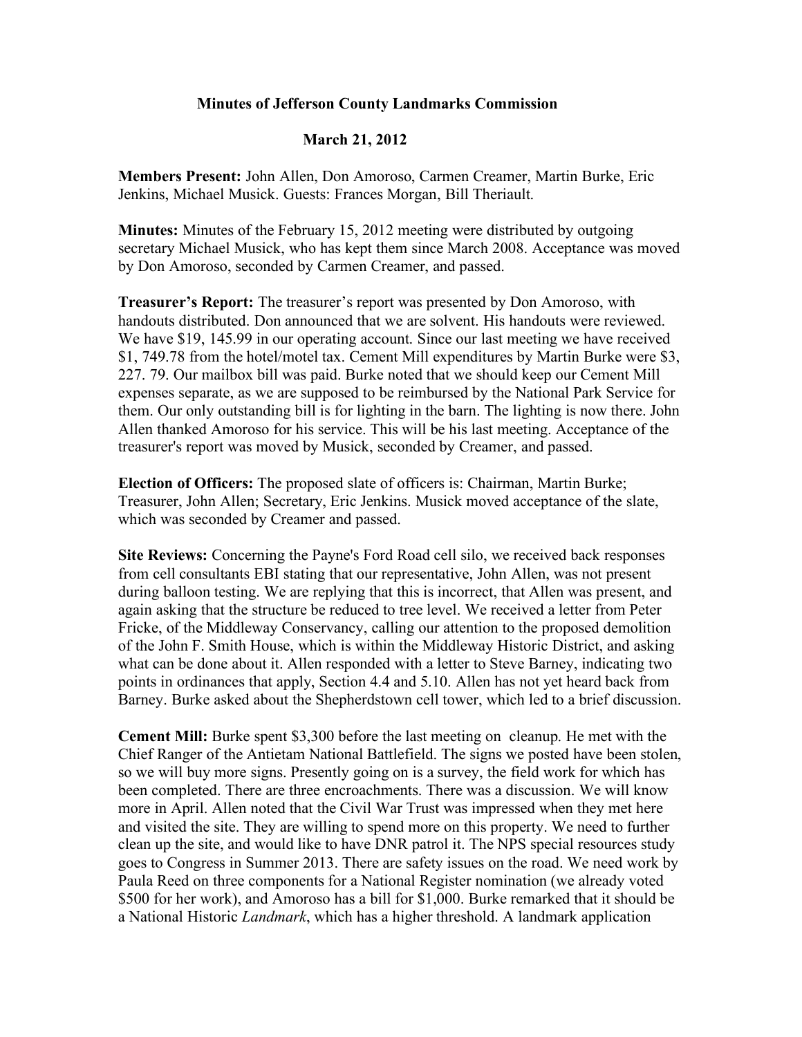# Minutes of Jefferson County Landmarks Commission

## March 21, 2012

**Members Present:** John Allen, Don Amoroso, Carmen Creamer, Martin Burke, Eric Jenkins, Michael Musick. Guests: Frances Morgan, Bill Theriault.

**Minutes:** Minutes of the February 15, 2012 meeting were distributed by outgoing secretary Michael Musick, who has kept them since March 2008. Acceptance was moved by Don Amoroso, seconded by Carmen Creamer, and passed.

**Treasurer's Report:** The treasurer's report was presented by Don Amoroso, with handouts distributed. Don announced that we are solvent. His handouts were reviewed. We have $19, 145.99 in our operating account. Since our last meeting we have received $1, 749.78 from the hotel/motel tax. Cement Mill expenditures by Martin Burke were $3, 227. 79. Our mailbox bill was paid. Burke noted that we should keep our Cement Mill expenses separate, as we are supposed to be reimbursed by the National Park Service for them. Our only outstanding bill is for lighting in the barn. The lighting is now there. John Allen thanked Amoroso for his service. This will be his last meeting. Acceptance of the treasurer's report was moved by Musick, seconded by Creamer, and passed.

**Election of Officers:** The proposed slate of officers is: Chairman, Martin Burke; Treasurer, John Allen; Secretary, Eric Jenkins. Musick moved acceptance of the slate, which was seconded by Creamer and passed.

**Site Reviews:** Concerning the Payne's Ford Road cell silo, we received back responses from cell consultants EBI stating that our representative, John Allen, was not present during balloon testing. We are replying that this is incorrect, that Allen was present, and again asking that the structure be reduced to tree level. We received a letter from Peter Fricke, of the Middleway Conservancy, calling our attention to the proposed demolition of the John F. Smith House, which is within the Middleway Historic District, and asking what can be done about it. Allen responded with a letter to Steve Barney, indicating two points in ordinances that apply, Section 4.4 and 5.10. Allen has not yet heard back from Barney. Burke asked about the Shepherdstown cell tower, which led to a brief discussion.

**Cement Mill:** Burke spent $3,300 before the last meeting on cleanup. He met with the Chief Ranger of the Antietam National Battlefield. The signs we posted have been stolen, so we will buy more signs. Presently going on is a survey, the field work for which has been completed. There are three encroachments. There was a discussion. We will know more in April. Allen noted that the Civil War Trust was impressed when they met here and visited the site. They are willing to spend more on this property. We need to further clean up the site, and would like to have DNR patrol it. The NPS special resources study goes to Congress in Summer 2013. There are safety issues on the road. We need work by Paula Reed on three components for a National Register nomination (we already voted $500 for her work), and Amoroso has a bill for $1,000. Burke remarked that it should be a National Historic *Landmark*, which has a higher threshold. A landmark application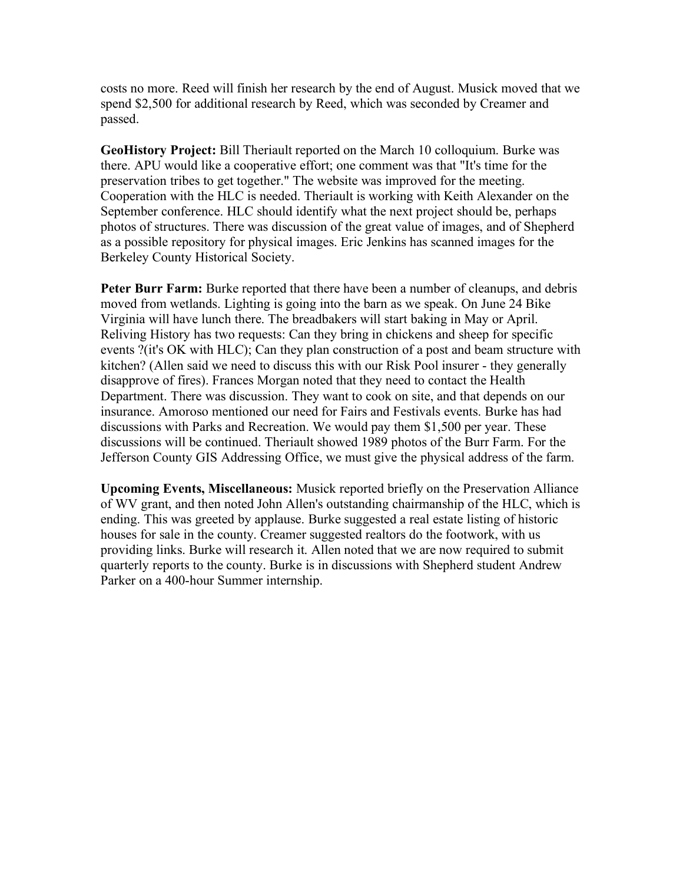costs no more. Reed will finish her research by the end of August. Musick moved that we spend $2,500 for additional research by Reed, which was seconded by Creamer and passed.

**GeoHistory Project:** Bill Theriault reported on the March 10 colloquium. Burke was there. APU would like a cooperative effort; one comment was that "It's time for the preservation tribes to get together." The website was improved for the meeting. Cooperation with the HLC is needed. Theriault is working with Keith Alexander on the September conference. HLC should identify what the next project should be, perhaps photos of structures. There was discussion of the great value of images, and of Shepherd as a possible repository for physical images. Eric Jenkins has scanned images for the Berkeley County Historical Society.

**Peter Burr Farm:** Burke reported that there have been a number of cleanups, and debris moved from wetlands. Lighting is going into the barn as we speak. On June 24 Bike Virginia will have lunch there. The breadbakers will start baking in May or April. Reliving History has two requests: Can they bring in chickens and sheep for specific events ?(it's OK with HLC); Can they plan construction of a post and beam structure with kitchen? (Allen said we need to discuss this with our Risk Pool insurer - they generally disapprove of fires). Frances Morgan noted that they need to contact the Health Department. There was discussion. They want to cook on site, and that depends on our insurance. Amoroso mentioned our need for Fairs and Festivals events. Burke has had discussions with Parks and Recreation. We would pay them $1,500 per year. These discussions will be continued. Theriault showed 1989 photos of the Burr Farm. For the Jefferson County GIS Addressing Office, we must give the physical address of the farm.

**Upcoming Events, Miscellaneous:** Musick reported briefly on the Preservation Alliance of WV grant, and then noted John Allen's outstanding chairmanship of the HLC, which is ending. This was greeted by applause. Burke suggested a real estate listing of historic houses for sale in the county. Creamer suggested realtors do the footwork, with us providing links. Burke will research it. Allen noted that we are now required to submit quarterly reports to the county. Burke is in discussions with Shepherd student Andrew Parker on a 400-hour Summer internship.